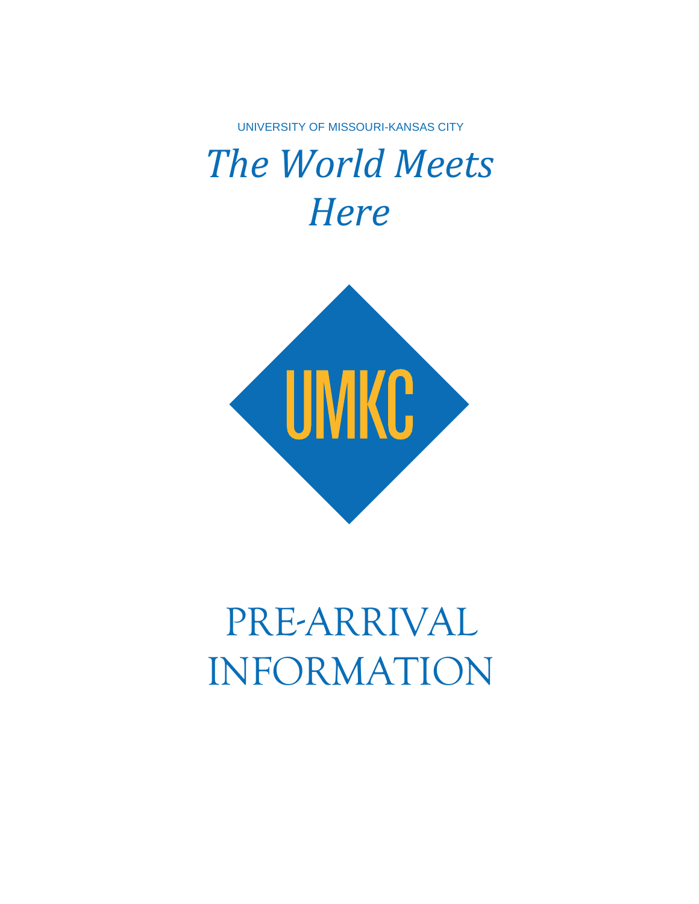UNIVERSITY OF MISSOURI-KANSAS CITY

# *The World Meets Here*

UMKC

# PRE-ARRIVAL INFORMATION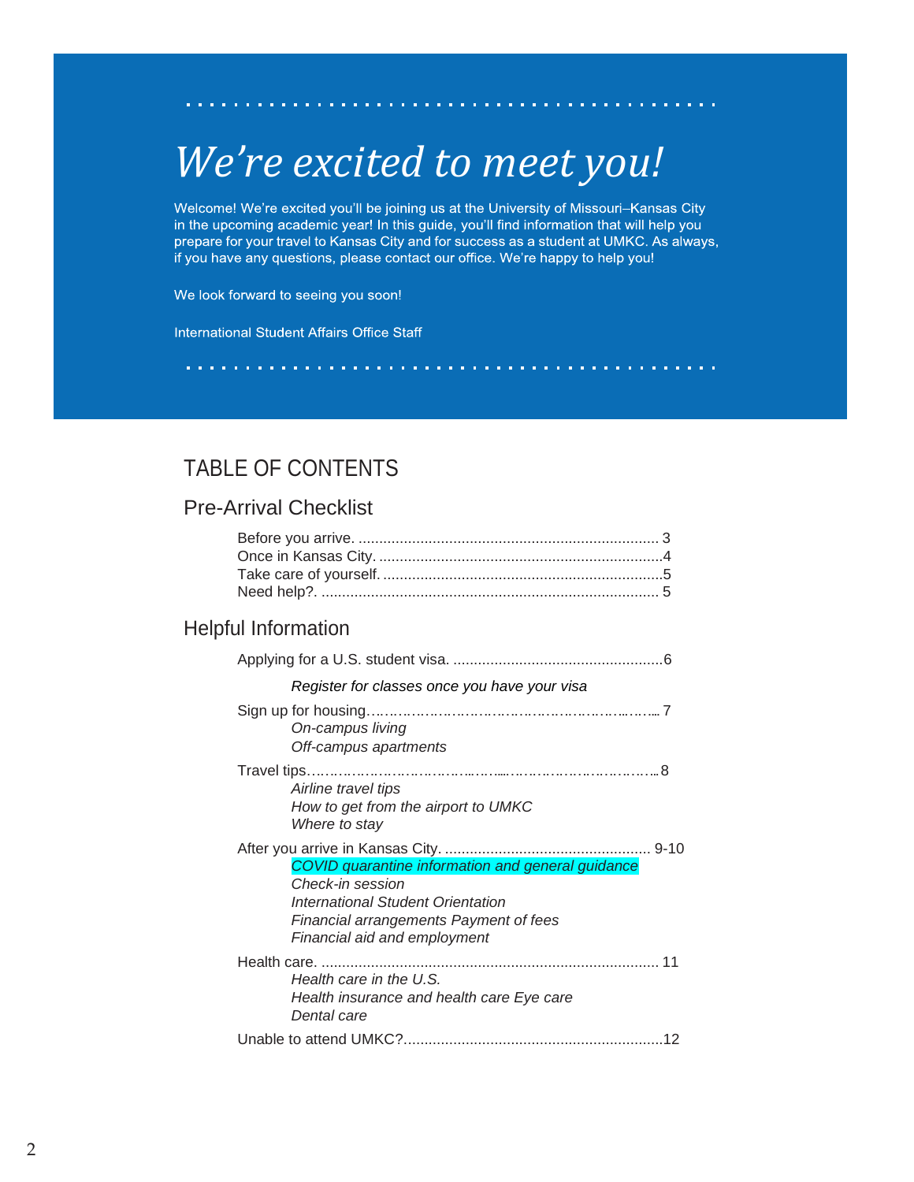# *We're excited to meet you!*

Welcome! We're excited you'll be joining us at the University of Missouri–Kansas City in the upcoming academic year! In this guide, you'll find information that will help you prepare for your travel to Kansas City and for success as a student at UMKC. As always, if you have any questions, please contact our office. We're happy to help you!

We look forward to seeing you soon!

International Student Affairs Office Staff

## TABLE OF CONTENTS

### Pre-Arrival Checklist

- Before you arrive. ........................................................................ 3
- Once in Kansas City. .....................................................................4
- Take care of yourself. ...................................................................5
- Need help?. ................................................................................. 5

### Helpful Information

- Applying for a U.S. student visa. ..................................................6
  - *Register for classes once you have your visa*
- Sign up for housing…………………………………………………...…... 7
  - *On-campus living*
  - *Off-campus apartments*
- Travel tips……………………………..……....…………………………...8
  - *Airline travel tips*
  - *How to get from the airport to UMKC*
  - *Where to stay*
- After you arrive in Kansas City. ................................................. 9-10
  - *COVID quarantine information and general guidance*
  - *Check-in session*
  - *International Student Orientation*
  - *Financial arrangements Payment of fees*
  - *Financial aid and employment*
- Health care. .................................................................................. 11
  - *Health care in the U.S.*
  - *Health insurance and health care Eye care*
  - *Dental care*
- Unable to attend UMKC?..............................................................12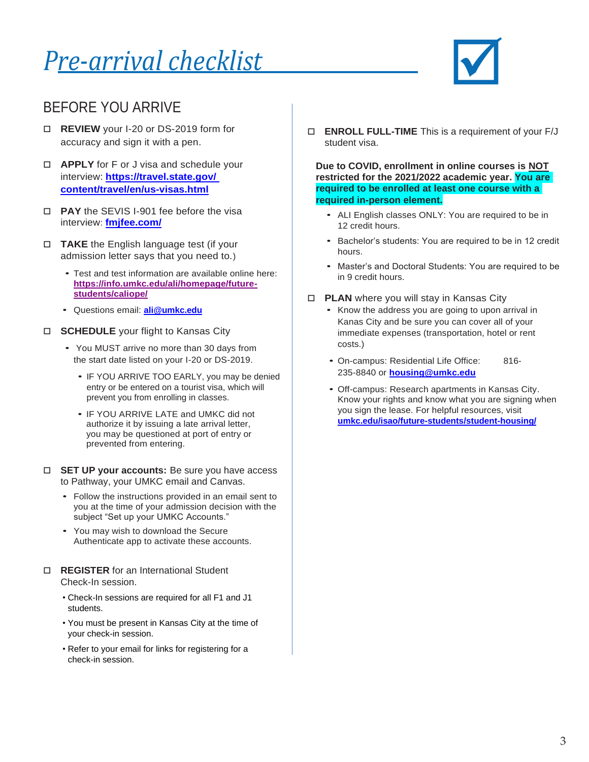# *Pre-arrival checklist*

## BEFORE YOU ARRIVE

- ☐ **REVIEW** your I-20 or DS-2019 form for accuracy and sign it with a pen.
- ☐ **APPLY** for F or J visa and schedule your interview: **https://travel.state.gov/content/travel/en/us-visas.html**
- ☐ **PAY** the SEVIS I-901 fee before the visa interview: **fmjfee.com/**
- ☐ **TAKE** the English language test (if your admission letter says that you need to.)
  - Test and test information are available online here: **https://info.umkc.edu/ali/homepage/future-students/caliope/**
  - Questions email: **ali@umkc.edu**
- ☐ **SCHEDULE** your flight to Kansas City
  - You MUST arrive no more than 30 days from the start date listed on your I-20 or DS-2019.
    - IF YOU ARRIVE TOO EARLY, you may be denied entry or be entered on a tourist visa, which will prevent you from enrolling in classes.
    - IF YOU ARRIVE LATE and UMKC did not authorize it by issuing a late arrival letter, you may be questioned at port of entry or prevented from entering.
- ☐ **SET UP your accounts:** Be sure you have access to Pathway, your UMKC email and Canvas.
  - Follow the instructions provided in an email sent to you at the time of your admission decision with the subject "Set up your UMKC Accounts."
  - You may wish to download the Secure Authenticate app to activate these accounts.
- ☐ **REGISTER** for an International Student Check-In session.
  - Check-In sessions are required for all F1 and J1 students.
  - You must be present in Kansas City at the time of your check-in session.
  - Refer to your email for links for registering for a check-in session.
- ☐ **ENROLL FULL-TIME** This is a requirement of your F/J student visa.

  **Due to COVID, enrollment in online courses is NOT restricted for the 2021/2022 academic year. You are required to be enrolled at least one course with a required in-person element.**

  - ALI English classes ONLY: You are required to be in 12 credit hours.
  - Bachelor's students: You are required to be in 12 credit hours.
  - Master's and Doctoral Students: You are required to be in 9 credit hours.
- ☐ **PLAN** where you will stay in Kansas City
  - Know the address you are going to upon arrival in Kanas City and be sure you can cover all of your immediate expenses (transportation, hotel or rent costs.)
  - On-campus: Residential Life Office: 816-235-8840 or **housing@umkc.edu**
  - Off-campus: Research apartments in Kansas City. Know your rights and know what you are signing when you sign the lease. For helpful resources, visit **umkc.edu/isao/future-students/student-housing/**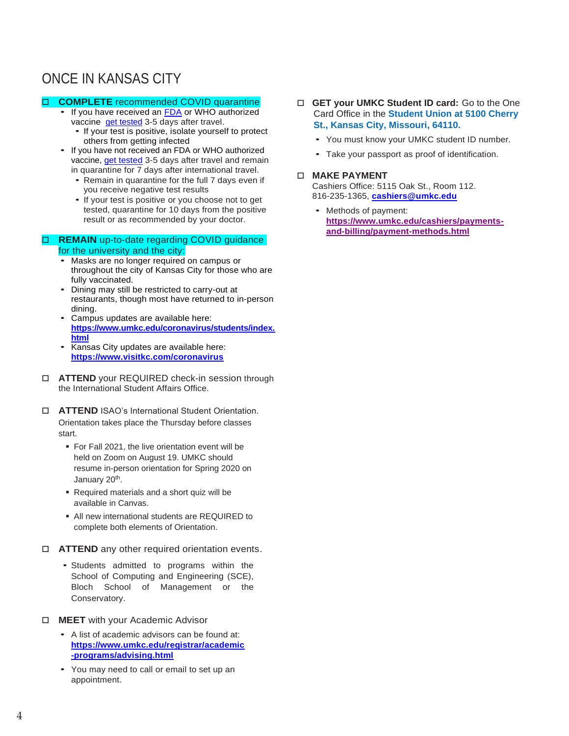# ONCE IN KANSAS CITY

- ☐ **COMPLETE** recommended COVID quarantine
  - If you have received an FDA or WHO authorized vaccine get tested 3-5 days after travel.
    - If your test is positive, isolate yourself to protect others from getting infected
  - If you have not received an FDA or WHO authorized vaccine, get tested 3-5 days after travel and remain in quarantine for 7 days after international travel.
    - Remain in quarantine for the full 7 days even if you receive negative test results
    - If your test is positive or you choose not to get tested, quarantine for 10 days from the positive result or as recommended by your doctor.

- ☐ **REMAIN** up-to-date regarding COVID guidance for the university and the city:
  - Masks are no longer required on campus or throughout the city of Kansas City for those who are fully vaccinated.
  - Dining may still be restricted to carry-out at restaurants, though most have returned to in-person dining.
  - Campus updates are available here: **https://www.umkc.edu/coronavirus/students/index.html**
  - Kansas City updates are available here: **https://www.visitkc.com/coronavirus**

- ☐ **ATTEND** your REQUIRED check-in session through the International Student Affairs Office.

- ☐ **ATTEND** ISAO's International Student Orientation. Orientation takes place the Thursday before classes start.
  - For Fall 2021, the live orientation event will be held on Zoom on August 19. UMKC should resume in-person orientation for Spring 2020 on January 20th.
  - Required materials and a short quiz will be available in Canvas.
  - All new international students are REQUIRED to complete both elements of Orientation.

- ☐ **ATTEND** any other required orientation events.
  - Students admitted to programs within the School of Computing and Engineering (SCE), Bloch School of Management or the Conservatory.

- ☐ **MEET** with your Academic Advisor
  - A list of academic advisors can be found at: **https://www.umkc.edu/registrar/academic-programs/advising.html**
  - You may need to call or email to set up an appointment.

- ☐ **GET your UMKC Student ID card:** Go to the One Card Office in the **Student Union at 5100 Cherry St., Kansas City, Missouri, 64110.**
  - You must know your UMKC student ID number.
  - Take your passport as proof of identification.

- ☐ **MAKE PAYMENT**
  Cashiers Office: 5115 Oak St., Room 112.
  816-235-1365, **cashiers@umkc.edu**
  - Methods of payment: **https://www.umkc.edu/cashiers/payments-and-billing/payment-methods.html**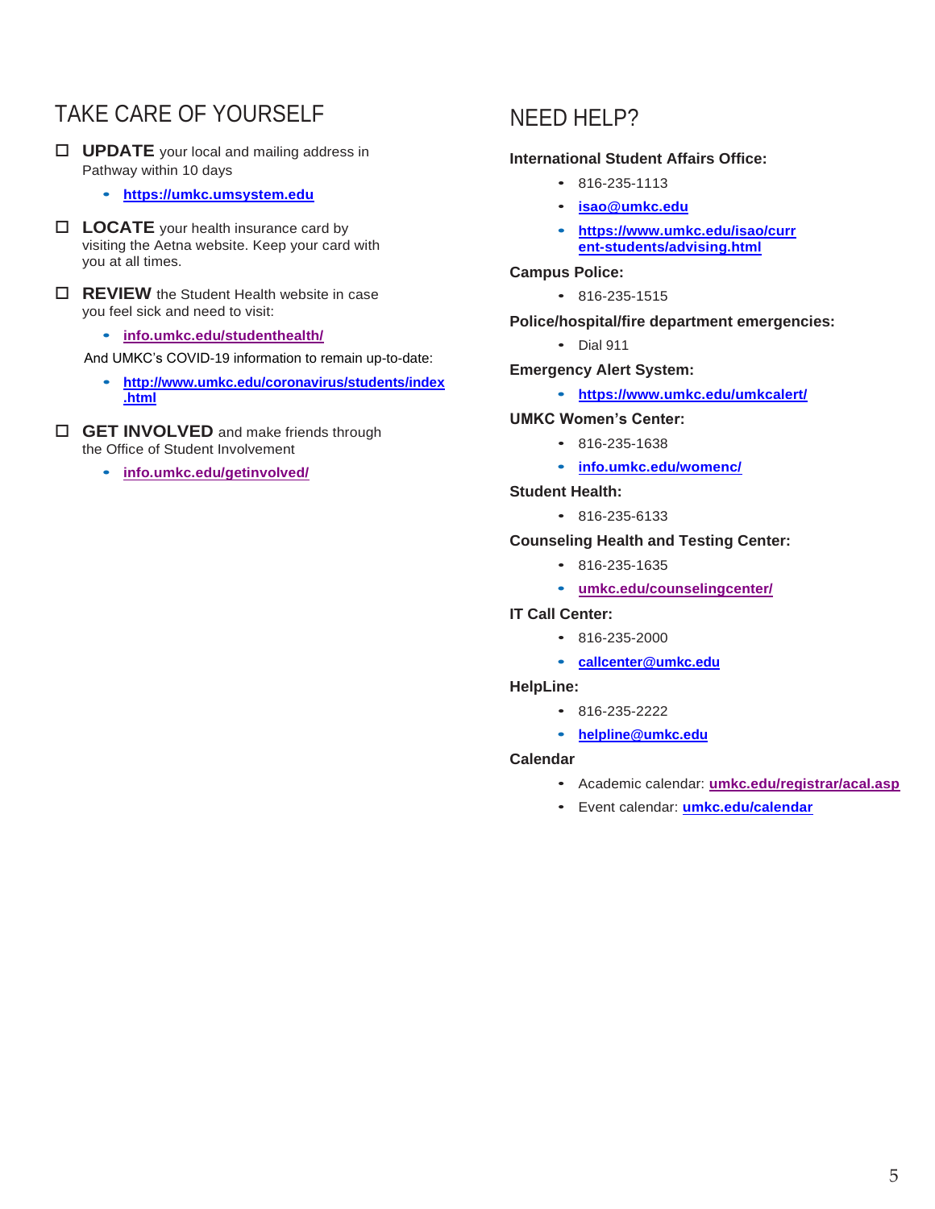## TAKE CARE OF YOURSELF

- ☐ **UPDATE** your local and mailing address in Pathway within 10 days
  - **https://umkc.umsystem.edu**
- ☐ **LOCATE** your health insurance card by visiting the Aetna website. Keep your card with you at all times.
- ☐ **REVIEW** the Student Health website in case you feel sick and need to visit:
  - **info.umkc.edu/studenthealth/**

  And UMKC's COVID-19 information to remain up-to-date:
  - **http://www.umkc.edu/coronavirus/students/index.html**
- ☐ **GET INVOLVED** and make friends through the Office of Student Involvement
  - **info.umkc.edu/getinvolved/**

## NEED HELP?

**International Student Affairs Office:**

- 816-235-1113
- **isao@umkc.edu**
- **https://www.umkc.edu/isao/current-students/advising.html**

**Campus Police:**

- 816-235-1515

**Police/hospital/fire department emergencies:**

- Dial 911

**Emergency Alert System:**

- **https://www.umkc.edu/umkcalert/**

**UMKC Women's Center:**

- 816-235-1638
- **info.umkc.edu/womenc/**

**Student Health:**

- 816-235-6133

**Counseling Health and Testing Center:**

- 816-235-1635
- **umkc.edu/counselingcenter/**

**IT Call Center:**

- 816-235-2000
- **callcenter@umkc.edu**

**HelpLine:**

- 816-235-2222
- **helpline@umkc.edu**

**Calendar**

- Academic calendar: **umkc.edu/registrar/acal.asp**
- Event calendar: **umkc.edu/calendar**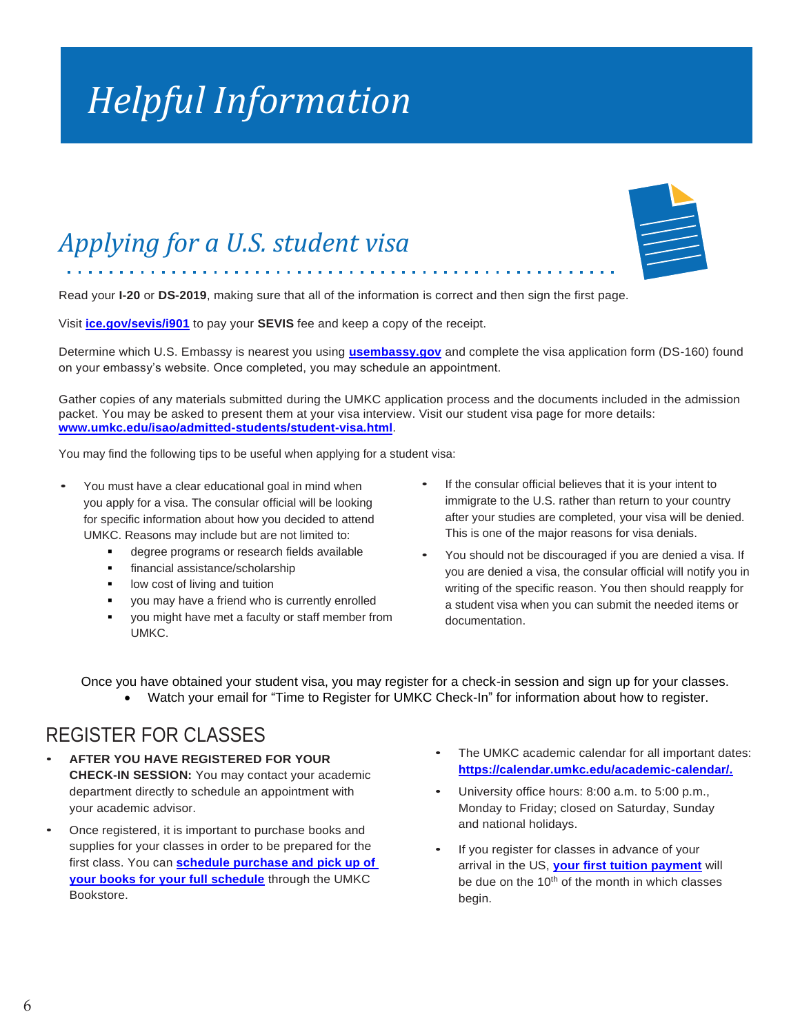# Helpful Information

## Applying for a U.S. student visa

Read your **I-20** or **DS-2019**, making sure that all of the information is correct and then sign the first page.

Visit **ice.gov/sevis/i901** to pay your **SEVIS** fee and keep a copy of the receipt.

Determine which U.S. Embassy is nearest you using **usembassy.gov** and complete the visa application form (DS-160) found on your embassy's website. Once completed, you may schedule an appointment.

Gather copies of any materials submitted during the UMKC application process and the documents included in the admission packet. You may be asked to present them at your visa interview. Visit our student visa page for more details: **www.umkc.edu/isao/admitted-students/student-visa.html**.

You may find the following tips to be useful when applying for a student visa:

- You must have a clear educational goal in mind when you apply for a visa. The consular official will be looking for specific information about how you decided to attend UMKC. Reasons may include but are not limited to:
  - degree programs or research fields available
  - financial assistance/scholarship
  - low cost of living and tuition
  - you may have a friend who is currently enrolled
  - you might have met a faculty or staff member from UMKC.
- If the consular official believes that it is your intent to immigrate to the U.S. rather than return to your country after your studies are completed, your visa will be denied. This is one of the major reasons for visa denials.
- You should not be discouraged if you are denied a visa. If you are denied a visa, the consular official will notify you in writing of the specific reason. You then should reapply for a student visa when you can submit the needed items or documentation.

Once you have obtained your student visa, you may register for a check-in session and sign up for your classes.

- Watch your email for "Time to Register for UMKC Check-In" for information about how to register.

## REGISTER FOR CLASSES

- **AFTER YOU HAVE REGISTERED FOR YOUR CHECK-IN SESSION:** You may contact your academic department directly to schedule an appointment with your academic advisor.
- Once registered, it is important to purchase books and supplies for your classes in order to be prepared for the first class. You can **schedule purchase and pick up of your books for your full schedule** through the UMKC Bookstore.
- The UMKC academic calendar for all important dates: **https://calendar.umkc.edu/academic-calendar/.**
- University office hours: 8:00 a.m. to 5:00 p.m., Monday to Friday; closed on Saturday, Sunday and national holidays.
- If you register for classes in advance of your arrival in the US, **your first tuition payment** will be due on the 10th of the month in which classes begin.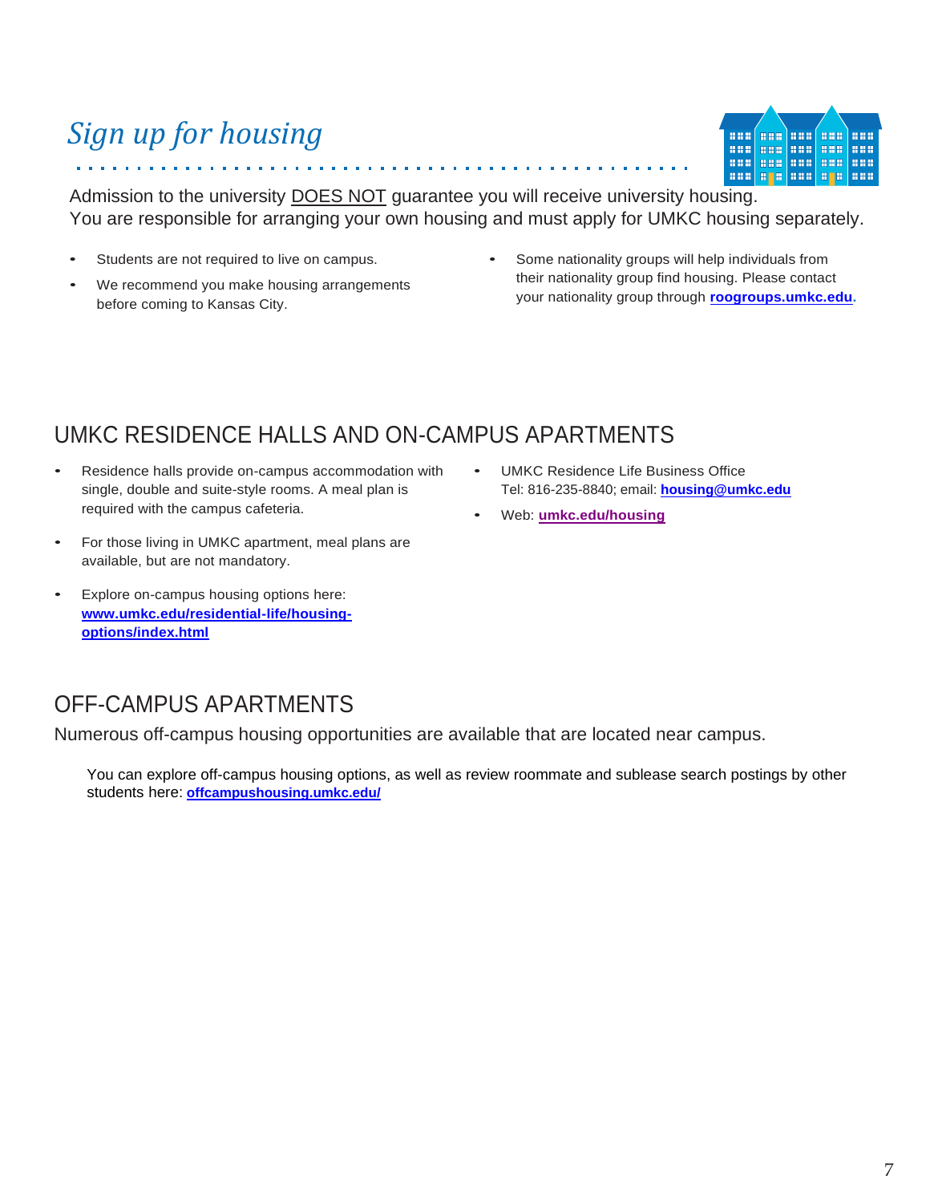# *Sign up for housing*

Admission to the university DOES NOT guarantee you will receive university housing. You are responsible for arranging your own housing and must apply for UMKC housing separately.

- Students are not required to live on campus.
- We recommend you make housing arrangements before coming to Kansas City.
- Some nationality groups will help individuals from their nationality group find housing. Please contact your nationality group through **roogroups.umkc.edu**.

## UMKC RESIDENCE HALLS AND ON-CAMPUS APARTMENTS

- Residence halls provide on-campus accommodation with single, double and suite-style rooms. A meal plan is required with the campus cafeteria.
- For those living in UMKC apartment, meal plans are available, but are not mandatory.
- Explore on-campus housing options here: **www.umkc.edu/residential-life/housing-options/index.html**
- UMKC Residence Life Business Office
  Tel: 816-235-8840; email: **housing@umkc.edu**
- Web: **umkc.edu/housing**

## OFF-CAMPUS APARTMENTS

Numerous off-campus housing opportunities are available that are located near campus.

You can explore off-campus housing options, as well as review roommate and sublease search postings by other students here: **offcampushousing.umkc.edu/**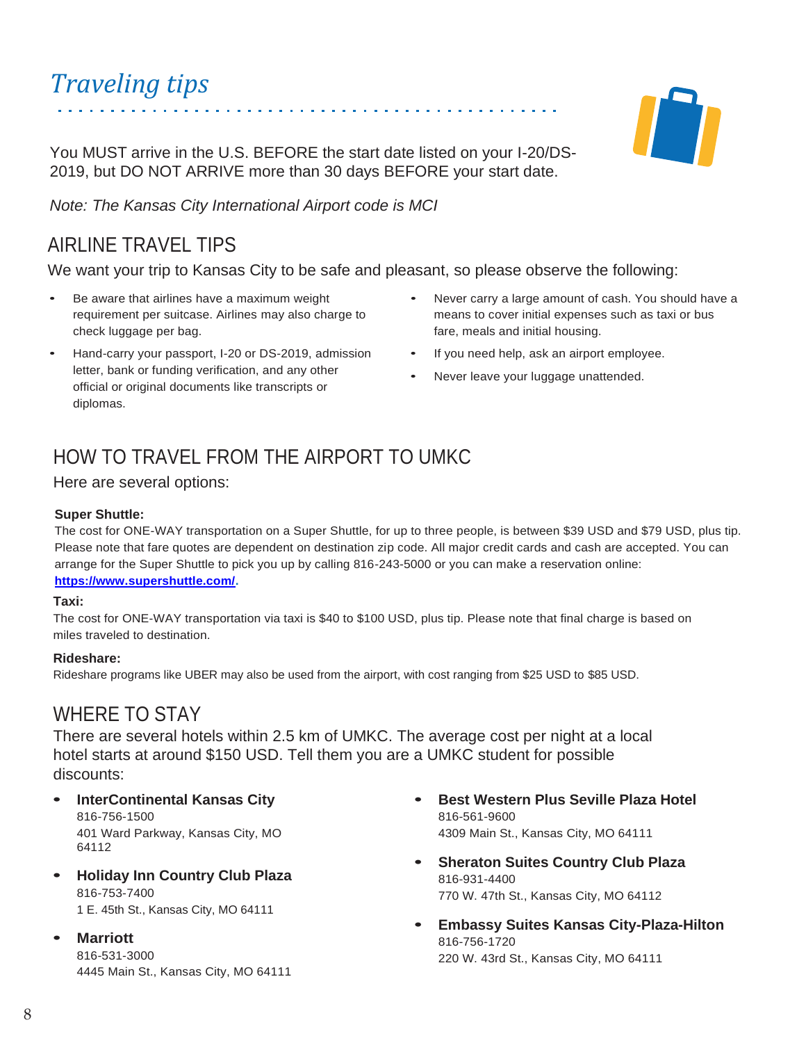# Traveling tips

You MUST arrive in the U.S. BEFORE the start date listed on your I-20/DS-2019, but DO NOT ARRIVE more than 30 days BEFORE your start date.

*Note: The Kansas City International Airport code is MCI*

## AIRLINE TRAVEL TIPS

We want your trip to Kansas City to be safe and pleasant, so please observe the following:

- Be aware that airlines have a maximum weight requirement per suitcase. Airlines may also charge to check luggage per bag.
- Hand-carry your passport, I-20 or DS-2019, admission letter, bank or funding verification, and any other official or original documents like transcripts or diplomas.
- Never carry a large amount of cash. You should have a means to cover initial expenses such as taxi or bus fare, meals and initial housing.
- If you need help, ask an airport employee.
- Never leave your luggage unattended.

## HOW TO TRAVEL FROM THE AIRPORT TO UMKC

Here are several options:

**Super Shuttle:**
The cost for ONE-WAY transportation on a Super Shuttle, for up to three people, is between $39 USD and $79 USD, plus tip. Please note that fare quotes are dependent on destination zip code. All major credit cards and cash are accepted. You can arrange for the Super Shuttle to pick you up by calling 816-243-5000 or you can make a reservation online: **https://www.supershuttle.com/**.

**Taxi:**
The cost for ONE-WAY transportation via taxi is $40 to $100 USD, plus tip. Please note that final charge is based on miles traveled to destination.

**Rideshare:**
Rideshare programs like UBER may also be used from the airport, with cost ranging from $25 USD to $85 USD.

## WHERE TO STAY

There are several hotels within 2.5 km of UMKC. The average cost per night at a local hotel starts at around $150 USD. Tell them you are a UMKC student for possible discounts:

- **InterContinental Kansas City**
  816-756-1500
  401 Ward Parkway, Kansas City, MO 64112
- **Holiday Inn Country Club Plaza**
  816-753-7400
  1 E. 45th St., Kansas City, MO 64111
- **Marriott**
  816-531-3000
  4445 Main St., Kansas City, MO 64111
- **Best Western Plus Seville Plaza Hotel**
  816-561-9600
  4309 Main St., Kansas City, MO 64111
- **Sheraton Suites Country Club Plaza**
  816-931-4400
  770 W. 47th St., Kansas City, MO 64112
- **Embassy Suites Kansas City-Plaza-Hilton**
  816-756-1720
  220 W. 43rd St., Kansas City, MO 64111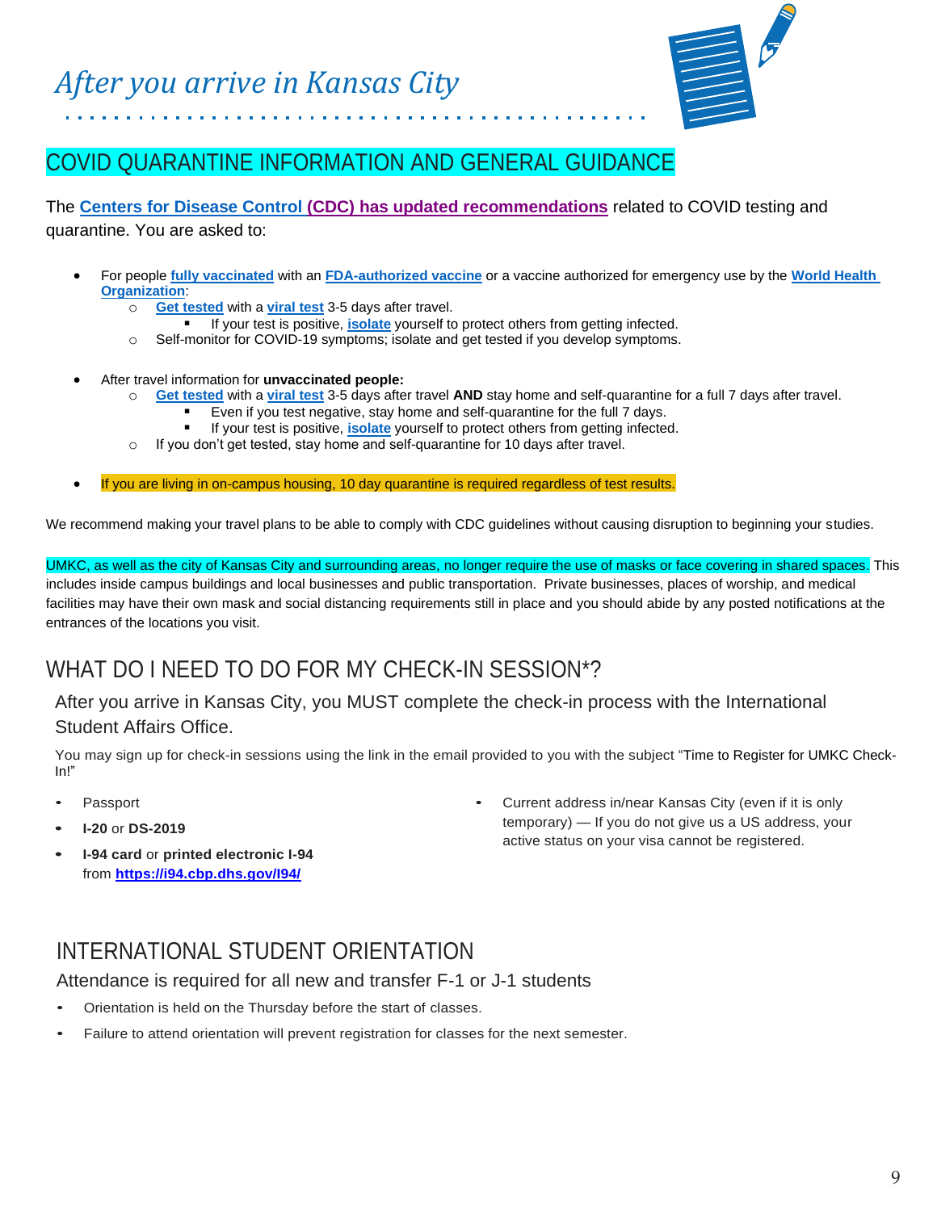# *After you arrive in Kansas City*

## COVID QUARANTINE INFORMATION AND GENERAL GUIDANCE

The **Centers for Disease Control (CDC) has updated recommendations** related to COVID testing and quarantine. You are asked to:

- For people **fully vaccinated** with an **FDA-authorized vaccine** or a vaccine authorized for emergency use by the **World Health Organization**:
  - **Get tested** with a **viral test** 3-5 days after travel.
    - If your test is positive, **isolate** yourself to protect others from getting infected.
  - Self-monitor for COVID-19 symptoms; isolate and get tested if you develop symptoms.

- After travel information for **unvaccinated people:**
  - **Get tested** with a **viral test** 3-5 days after travel **AND** stay home and self-quarantine for a full 7 days after travel.
    - Even if you test negative, stay home and self-quarantine for the full 7 days.
    - If your test is positive, **isolate** yourself to protect others from getting infected.
  - If you don't get tested, stay home and self-quarantine for 10 days after travel.

- If you are living in on-campus housing, 10 day quarantine is required regardless of test results.

We recommend making your travel plans to be able to comply with CDC guidelines without causing disruption to beginning your studies.

UMKC, as well as the city of Kansas City and surrounding areas, no longer require the use of masks or face covering in shared spaces. This includes inside campus buildings and local businesses and public transportation. Private businesses, places of worship, and medical facilities may have their own mask and social distancing requirements still in place and you should abide by any posted notifications at the entrances of the locations you visit.

## WHAT DO I NEED TO DO FOR MY CHECK-IN SESSION*?

After you arrive in Kansas City, you MUST complete the check-in process with the International Student Affairs Office.

You may sign up for check-in sessions using the link in the email provided to you with the subject "Time to Register for UMKC Check-In!"

- Passport
- **I-20** or **DS-2019**
- **I-94 card** or **printed electronic I-94** from **https://i94.cbp.dhs.gov/I94/**
- Current address in/near Kansas City (even if it is only temporary) — If you do not give us a US address, your active status on your visa cannot be registered.

## INTERNATIONAL STUDENT ORIENTATION

Attendance is required for all new and transfer F-1 or J-1 students

- Orientation is held on the Thursday before the start of classes.
- Failure to attend orientation will prevent registration for classes for the next semester.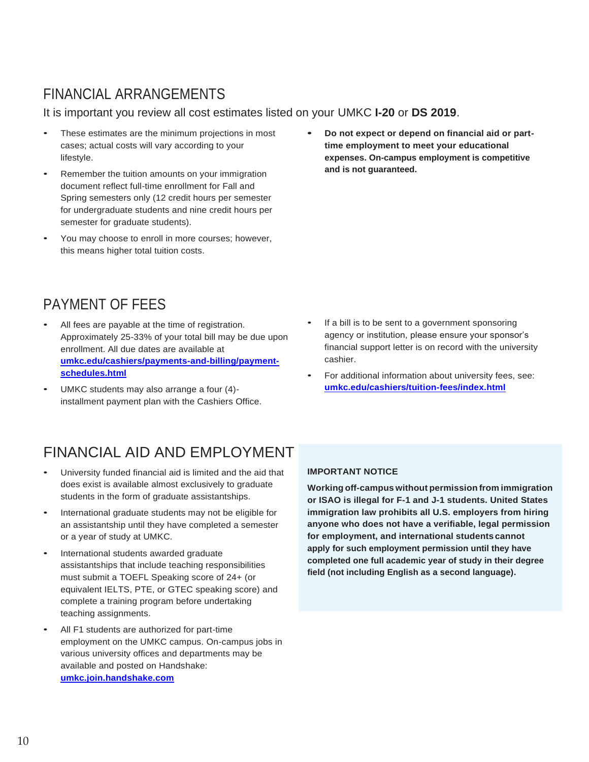## FINANCIAL ARRANGEMENTS

It is important you review all cost estimates listed on your UMKC **I-20** or **DS 2019**.

- These estimates are the minimum projections in most cases; actual costs will vary according to your lifestyle.
- Remember the tuition amounts on your immigration document reflect full-time enrollment for Fall and Spring semesters only (12 credit hours per semester for undergraduate students and nine credit hours per semester for graduate students).
- You may choose to enroll in more courses; however, this means higher total tuition costs.
- **Do not expect or depend on financial aid or part-time employment to meet your educational expenses. On-campus employment is competitive and is not guaranteed.**

## PAYMENT OF FEES

- All fees are payable at the time of registration. Approximately 25-33% of your total bill may be due upon enrollment. All due dates are available at **[umkc.edu/cashiers/payments-and-billing/payment-schedules.html](umkc.edu/cashiers/payments-and-billing/payment-schedules.html)**
- UMKC students may also arrange a four (4)-installment payment plan with the Cashiers Office.
- If a bill is to be sent to a government sponsoring agency or institution, please ensure your sponsor's financial support letter is on record with the university cashier.
- For additional information about university fees, see: **[umkc.edu/cashiers/tuition-fees/index.html](umkc.edu/cashiers/tuition-fees/index.html)**

## FINANCIAL AID AND EMPLOYMENT

- University funded financial aid is limited and the aid that does exist is available almost exclusively to graduate students in the form of graduate assistantships.
- International graduate students may not be eligible for an assistantship until they have completed a semester or a year of study at UMKC.
- International students awarded graduate assistantships that include teaching responsibilities must submit a TOEFL Speaking score of 24+ (or equivalent IELTS, PTE, or GTEC speaking score) and complete a training program before undertaking teaching assignments.
- All F1 students are authorized for part-time employment on the UMKC campus. On-campus jobs in various university offices and departments may be available and posted on Handshake: **[umkc.join.handshake.com](umkc.join.handshake.com)**

**IMPORTANT NOTICE**

**Working off-campus without permission from immigration or ISAO is illegal for F-1 and J-1 students. United States immigration law prohibits all U.S. employers from hiring anyone who does not have a verifiable, legal permission for employment, and international students cannot apply for such employment permission until they have completed one full academic year of study in their degree field (not including English as a second language).**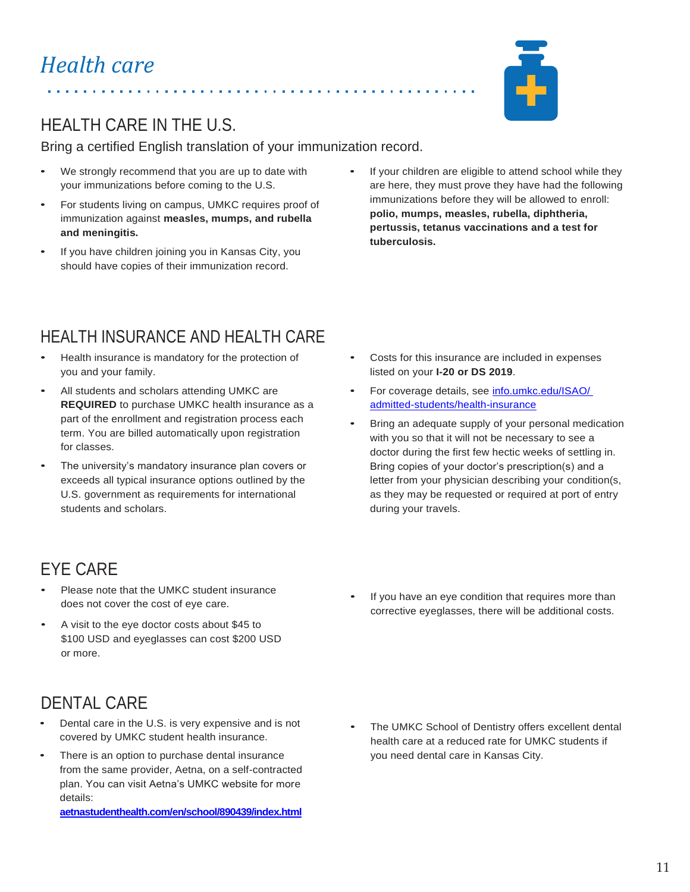# *Health care*

## HEALTH CARE IN THE U.S.

Bring a certified English translation of your immunization record.

- We strongly recommend that you are up to date with your immunizations before coming to the U.S.
- For students living on campus, UMKC requires proof of immunization against **measles, mumps, and rubella and meningitis.**
- If you have children joining you in Kansas City, you should have copies of their immunization record.
- If your children are eligible to attend school while they are here, they must prove they have had the following immunizations before they will be allowed to enroll: **polio, mumps, measles, rubella, diphtheria, pertussis, tetanus vaccinations and a test for tuberculosis.**

## HEALTH INSURANCE AND HEALTH CARE

- Health insurance is mandatory for the protection of you and your family.
- All students and scholars attending UMKC are **REQUIRED** to purchase UMKC health insurance as a part of the enrollment and registration process each term. You are billed automatically upon registration for classes.
- The university's mandatory insurance plan covers or exceeds all typical insurance options outlined by the U.S. government as requirements for international students and scholars.
- Costs for this insurance are included in expenses listed on your **I-20 or DS 2019**.
- For coverage details, see [info.umkc.edu/ISAO/admitted-students/health-insurance](info.umkc.edu/ISAO/admitted-students/health-insurance)
- Bring an adequate supply of your personal medication with you so that it will not be necessary to see a doctor during the first few hectic weeks of settling in. Bring copies of your doctor's prescription(s) and a letter from your physician describing your condition(s, as they may be requested or required at port of entry during your travels.

## EYE CARE

- Please note that the UMKC student insurance does not cover the cost of eye care.
- A visit to the eye doctor costs about $45 to $100 USD and eyeglasses can cost $200 USD or more.
- If you have an eye condition that requires more than corrective eyeglasses, there will be additional costs.

## DENTAL CARE

- Dental care in the U.S. is very expensive and is not covered by UMKC student health insurance.
- There is an option to purchase dental insurance from the same provider, Aetna, on a self-contracted plan. You can visit Aetna's UMKC website for more details: [**aetnastudenthealth.com/en/school/890439/index.html**](aetnastudenthealth.com/en/school/890439/index.html)
- The UMKC School of Dentistry offers excellent dental health care at a reduced rate for UMKC students if you need dental care in Kansas City.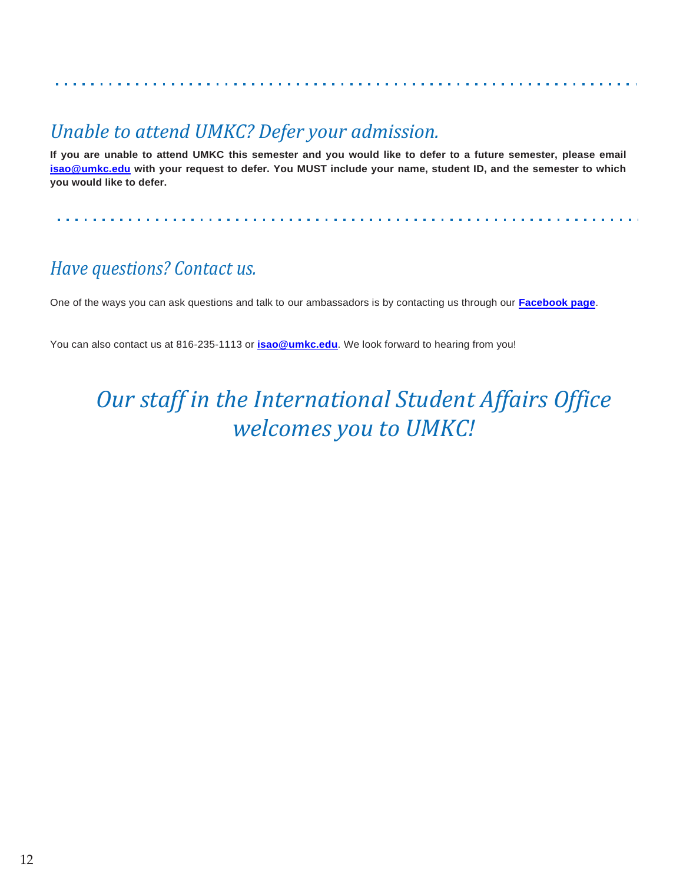## *Unable to attend UMKC? Defer your admission.*

**If you are unable to attend UMKC this semester and you would like to defer to a future semester, please email isao@umkc.edu with your request to defer. You MUST include your name, student ID, and the semester to which you would like to defer.**

## *Have questions? Contact us.*

One of the ways you can ask questions and talk to our ambassadors is by contacting us through our **Facebook page**.

You can also contact us at 816-235-1113 or **isao@umkc.edu**. We look forward to hearing from you!

# *Our staff in the International Student Affairs Office welcomes you to UMKC!*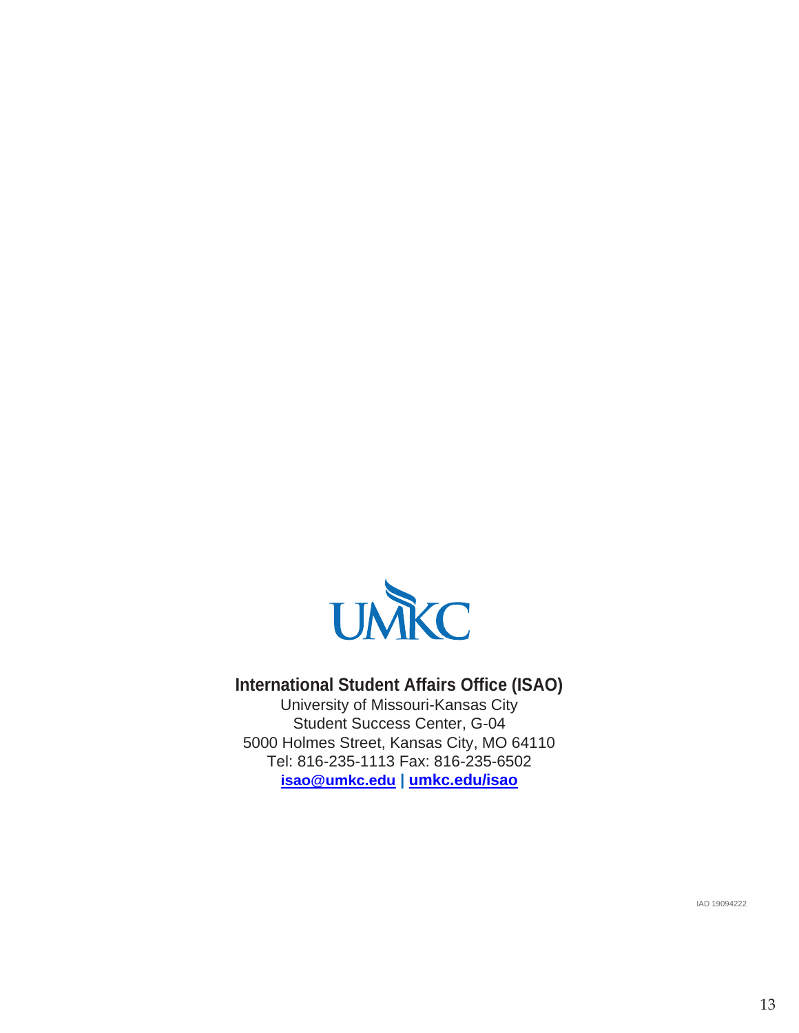UMKC

**International Student Affairs Office (ISAO)**

University of Missouri-Kansas City
Student Success Center, G-04
5000 Holmes Street, Kansas City, MO 64110
Tel: 816-235-1113 Fax: 816-235-6502
**isao@umkc.edu | umkc.edu/isao**

IAD 19094222